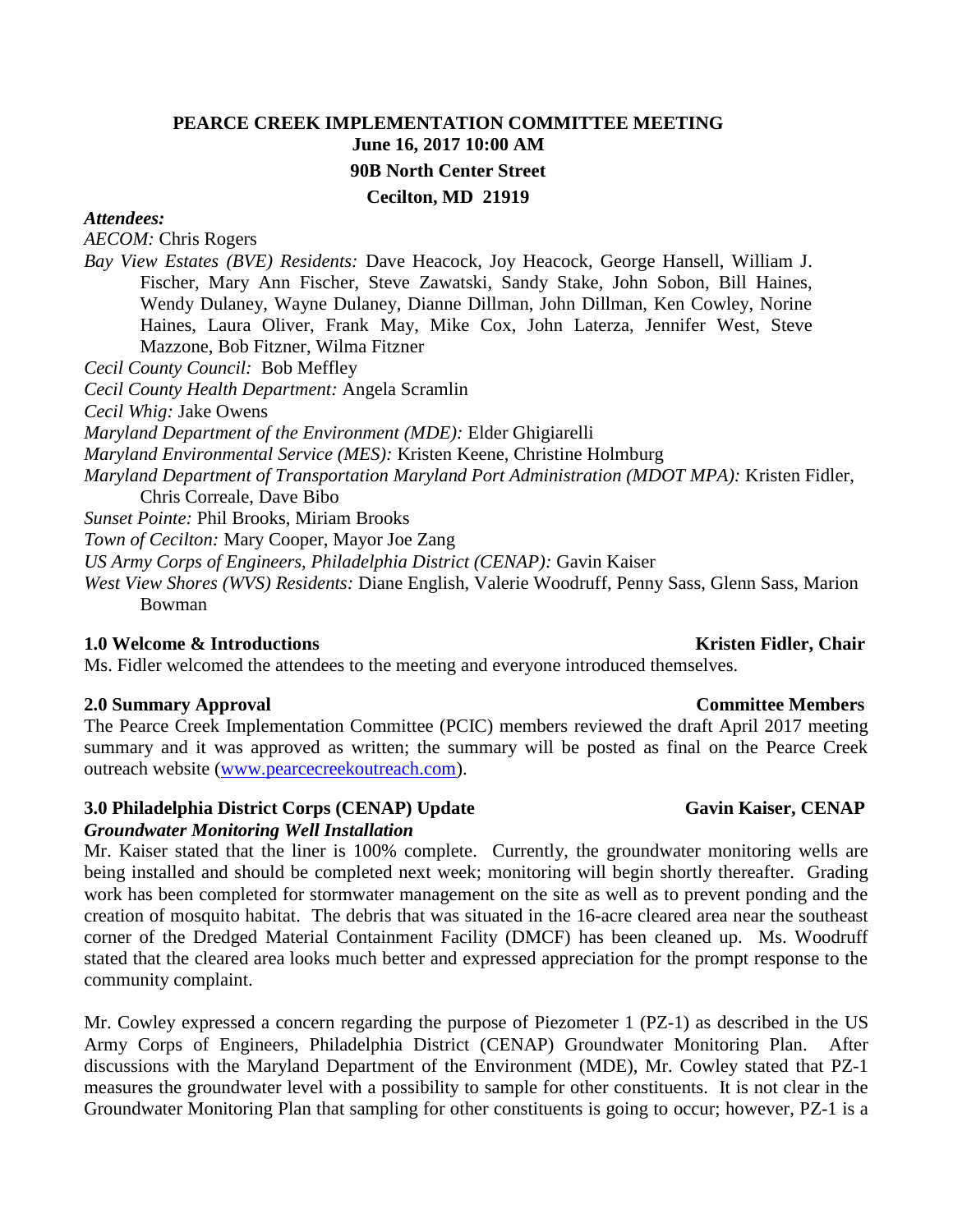# PEARCE CREEK IMPLEMENTATION COMMITTEE MEETING

**June 16, 2017 10:00 AM**

**90B North Center Street**

**Cecilton, MD 21919**

***Attendees:***

*AECOM:* Chris Rogers

*Bay View Estates (BVE) Residents:* Dave Heacock, Joy Heacock, George Hansell, William J. Fischer, Mary Ann Fischer, Steve Zawatski, Sandy Stake, John Sobon, Bill Haines, Wendy Dulaney, Wayne Dulaney, Dianne Dillman, John Dillman, Ken Cowley, Norine Haines, Laura Oliver, Frank May, Mike Cox, John Laterza, Jennifer West, Steve Mazzone, Bob Fitzner, Wilma Fitzner

*Cecil County Council:* Bob Meffley

*Cecil County Health Department:* Angela Scramlin

*Cecil Whig:* Jake Owens

*Maryland Department of the Environment (MDE):* Elder Ghigiarelli

*Maryland Environmental Service (MES):* Kristen Keene, Christine Holmburg

*Maryland Department of Transportation Maryland Port Administration (MDOT MPA):* Kristen Fidler, Chris Correale, Dave Bibo

*Sunset Pointe:* Phil Brooks, Miriam Brooks

*Town of Cecilton:* Mary Cooper, Mayor Joe Zang

*US Army Corps of Engineers, Philadelphia District (CENAP):* Gavin Kaiser

*West View Shores (WVS) Residents:* Diane English, Valerie Woodruff, Penny Sass, Glenn Sass, Marion Bowman

## 1.0 Welcome & Introductions — Kristen Fidler, Chair

Ms. Fidler welcomed the attendees to the meeting and everyone introduced themselves.

## 2.0 Summary Approval — Committee Members

The Pearce Creek Implementation Committee (PCIC) members reviewed the draft April 2017 meeting summary and it was approved as written; the summary will be posted as final on the Pearce Creek outreach website (www.pearcecreekoutreach.com).

## 3.0 Philadelphia District Corps (CENAP) Update — Gavin Kaiser, CENAP

***Groundwater Monitoring Well Installation***

Mr. Kaiser stated that the liner is 100% complete. Currently, the groundwater monitoring wells are being installed and should be completed next week; monitoring will begin shortly thereafter. Grading work has been completed for stormwater management on the site as well as to prevent ponding and the creation of mosquito habitat. The debris that was situated in the 16-acre cleared area near the southeast corner of the Dredged Material Containment Facility (DMCF) has been cleaned up. Ms. Woodruff stated that the cleared area looks much better and expressed appreciation for the prompt response to the community complaint.

Mr. Cowley expressed a concern regarding the purpose of Piezometer 1 (PZ-1) as described in the US Army Corps of Engineers, Philadelphia District (CENAP) Groundwater Monitoring Plan. After discussions with the Maryland Department of the Environment (MDE), Mr. Cowley stated that PZ-1 measures the groundwater level with a possibility to sample for other constituents. It is not clear in the Groundwater Monitoring Plan that sampling for other constituents is going to occur; however, PZ-1 is a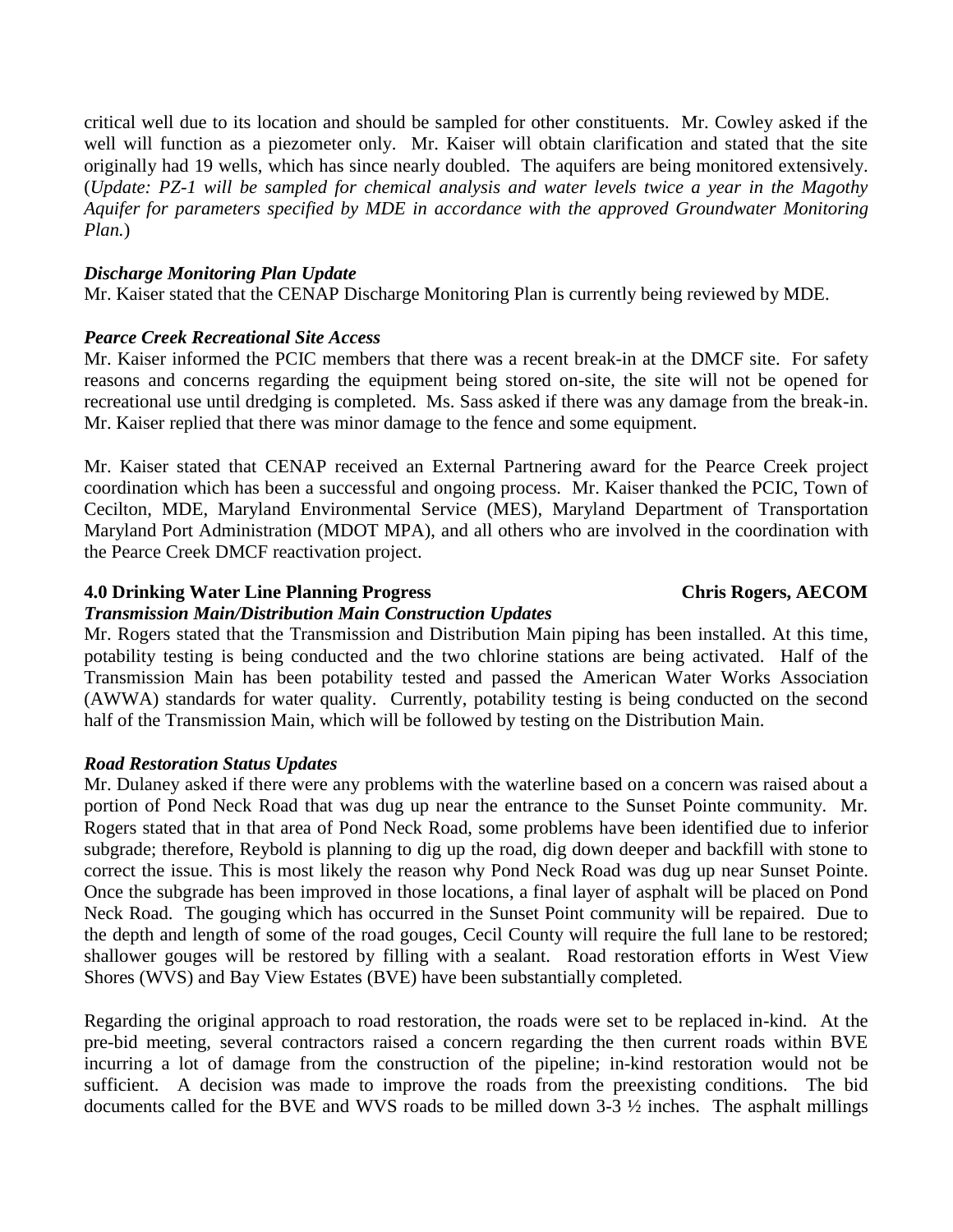critical well due to its location and should be sampled for other constituents. Mr. Cowley asked if the well will function as a piezometer only. Mr. Kaiser will obtain clarification and stated that the site originally had 19 wells, which has since nearly doubled. The aquifers are being monitored extensively. (*Update: PZ-1 will be sampled for chemical analysis and water levels twice a year in the Magothy Aquifer for parameters specified by MDE in accordance with the approved Groundwater Monitoring Plan.*)

***Discharge Monitoring Plan Update***

Mr. Kaiser stated that the CENAP Discharge Monitoring Plan is currently being reviewed by MDE.

***Pearce Creek Recreational Site Access***

Mr. Kaiser informed the PCIC members that there was a recent break-in at the DMCF site. For safety reasons and concerns regarding the equipment being stored on-site, the site will not be opened for recreational use until dredging is completed. Ms. Sass asked if there was any damage from the break-in. Mr. Kaiser replied that there was minor damage to the fence and some equipment.

Mr. Kaiser stated that CENAP received an External Partnering award for the Pearce Creek project coordination which has been a successful and ongoing process. Mr. Kaiser thanked the PCIC, Town of Cecilton, MDE, Maryland Environmental Service (MES), Maryland Department of Transportation Maryland Port Administration (MDOT MPA), and all others who are involved in the coordination with the Pearce Creek DMCF reactivation project.

**4.0 Drinking Water Line Planning Progress** **Chris Rogers, AECOM**

***Transmission Main/Distribution Main Construction Updates***

Mr. Rogers stated that the Transmission and Distribution Main piping has been installed. At this time, potability testing is being conducted and the two chlorine stations are being activated. Half of the Transmission Main has been potability tested and passed the American Water Works Association (AWWA) standards for water quality. Currently, potability testing is being conducted on the second half of the Transmission Main, which will be followed by testing on the Distribution Main.

***Road Restoration Status Updates***

Mr. Dulaney asked if there were any problems with the waterline based on a concern was raised about a portion of Pond Neck Road that was dug up near the entrance to the Sunset Pointe community. Mr. Rogers stated that in that area of Pond Neck Road, some problems have been identified due to inferior subgrade; therefore, Reybold is planning to dig up the road, dig down deeper and backfill with stone to correct the issue. This is most likely the reason why Pond Neck Road was dug up near Sunset Pointe. Once the subgrade has been improved in those locations, a final layer of asphalt will be placed on Pond Neck Road. The gouging which has occurred in the Sunset Point community will be repaired. Due to the depth and length of some of the road gouges, Cecil County will require the full lane to be restored; shallower gouges will be restored by filling with a sealant. Road restoration efforts in West View Shores (WVS) and Bay View Estates (BVE) have been substantially completed.

Regarding the original approach to road restoration, the roads were set to be replaced in-kind. At the pre-bid meeting, several contractors raised a concern regarding the then current roads within BVE incurring a lot of damage from the construction of the pipeline; in-kind restoration would not be sufficient. A decision was made to improve the roads from the preexisting conditions. The bid documents called for the BVE and WVS roads to be milled down 3-3 ½ inches. The asphalt millings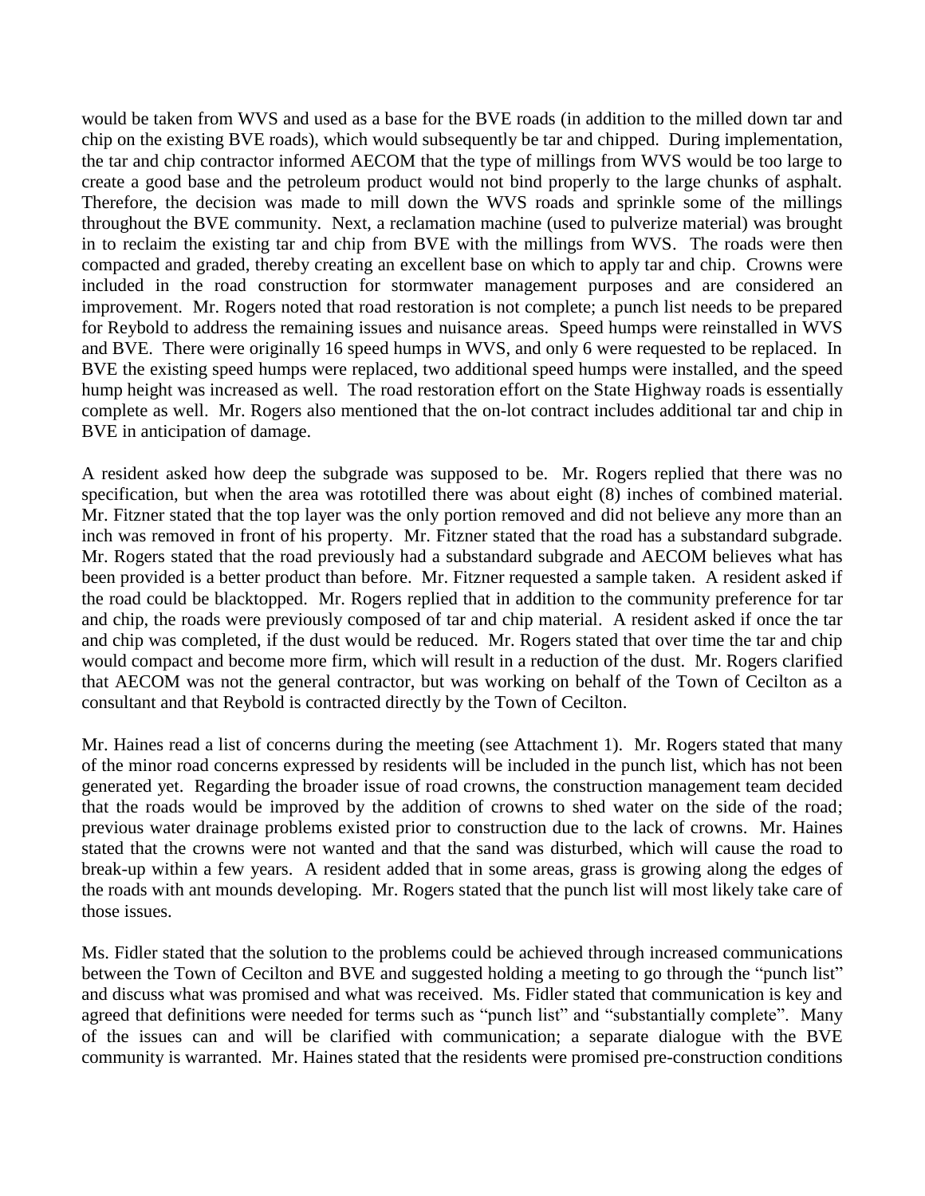would be taken from WVS and used as a base for the BVE roads (in addition to the milled down tar and chip on the existing BVE roads), which would subsequently be tar and chipped. During implementation, the tar and chip contractor informed AECOM that the type of millings from WVS would be too large to create a good base and the petroleum product would not bind properly to the large chunks of asphalt. Therefore, the decision was made to mill down the WVS roads and sprinkle some of the millings throughout the BVE community. Next, a reclamation machine (used to pulverize material) was brought in to reclaim the existing tar and chip from BVE with the millings from WVS. The roads were then compacted and graded, thereby creating an excellent base on which to apply tar and chip. Crowns were included in the road construction for stormwater management purposes and are considered an improvement. Mr. Rogers noted that road restoration is not complete; a punch list needs to be prepared for Reybold to address the remaining issues and nuisance areas. Speed humps were reinstalled in WVS and BVE. There were originally 16 speed humps in WVS, and only 6 were requested to be replaced. In BVE the existing speed humps were replaced, two additional speed humps were installed, and the speed hump height was increased as well. The road restoration effort on the State Highway roads is essentially complete as well. Mr. Rogers also mentioned that the on-lot contract includes additional tar and chip in BVE in anticipation of damage.

A resident asked how deep the subgrade was supposed to be. Mr. Rogers replied that there was no specification, but when the area was rototilled there was about eight (8) inches of combined material. Mr. Fitzner stated that the top layer was the only portion removed and did not believe any more than an inch was removed in front of his property. Mr. Fitzner stated that the road has a substandard subgrade. Mr. Rogers stated that the road previously had a substandard subgrade and AECOM believes what has been provided is a better product than before. Mr. Fitzner requested a sample taken. A resident asked if the road could be blacktopped. Mr. Rogers replied that in addition to the community preference for tar and chip, the roads were previously composed of tar and chip material. A resident asked if once the tar and chip was completed, if the dust would be reduced. Mr. Rogers stated that over time the tar and chip would compact and become more firm, which will result in a reduction of the dust. Mr. Rogers clarified that AECOM was not the general contractor, but was working on behalf of the Town of Cecilton as a consultant and that Reybold is contracted directly by the Town of Cecilton.

Mr. Haines read a list of concerns during the meeting (see Attachment 1). Mr. Rogers stated that many of the minor road concerns expressed by residents will be included in the punch list, which has not been generated yet. Regarding the broader issue of road crowns, the construction management team decided that the roads would be improved by the addition of crowns to shed water on the side of the road; previous water drainage problems existed prior to construction due to the lack of crowns. Mr. Haines stated that the crowns were not wanted and that the sand was disturbed, which will cause the road to break-up within a few years. A resident added that in some areas, grass is growing along the edges of the roads with ant mounds developing. Mr. Rogers stated that the punch list will most likely take care of those issues.

Ms. Fidler stated that the solution to the problems could be achieved through increased communications between the Town of Cecilton and BVE and suggested holding a meeting to go through the "punch list" and discuss what was promised and what was received. Ms. Fidler stated that communication is key and agreed that definitions were needed for terms such as "punch list" and "substantially complete". Many of the issues can and will be clarified with communication; a separate dialogue with the BVE community is warranted. Mr. Haines stated that the residents were promised pre-construction conditions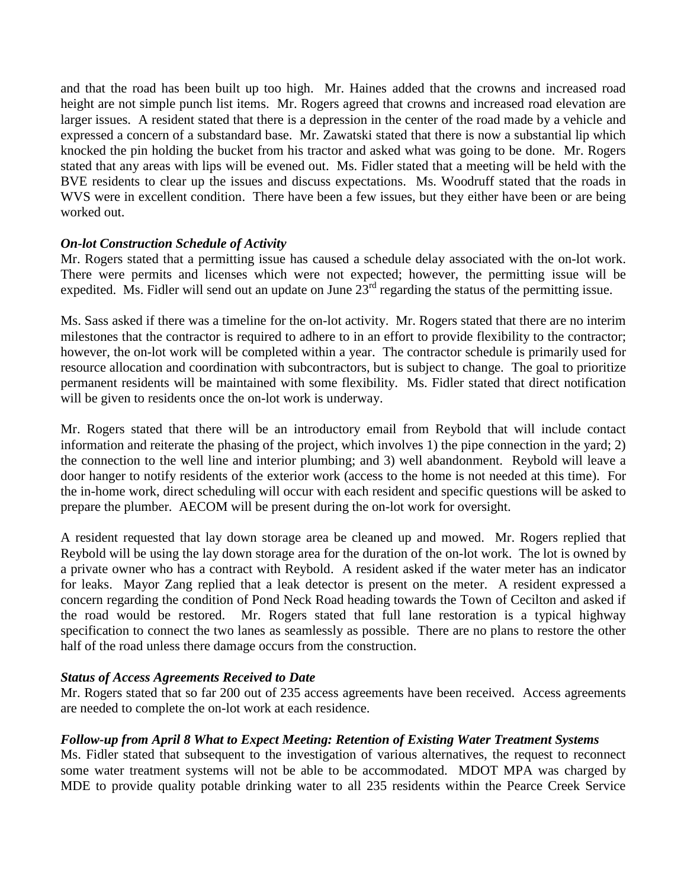and that the road has been built up too high. Mr. Haines added that the crowns and increased road height are not simple punch list items. Mr. Rogers agreed that crowns and increased road elevation are larger issues. A resident stated that there is a depression in the center of the road made by a vehicle and expressed a concern of a substandard base. Mr. Zawatski stated that there is now a substantial lip which knocked the pin holding the bucket from his tractor and asked what was going to be done. Mr. Rogers stated that any areas with lips will be evened out. Ms. Fidler stated that a meeting will be held with the BVE residents to clear up the issues and discuss expectations. Ms. Woodruff stated that the roads in WVS were in excellent condition. There have been a few issues, but they either have been or are being worked out.

***On-lot Construction Schedule of Activity***

Mr. Rogers stated that a permitting issue has caused a schedule delay associated with the on-lot work. There were permits and licenses which were not expected; however, the permitting issue will be expedited. Ms. Fidler will send out an update on June 23rd regarding the status of the permitting issue.

Ms. Sass asked if there was a timeline for the on-lot activity. Mr. Rogers stated that there are no interim milestones that the contractor is required to adhere to in an effort to provide flexibility to the contractor; however, the on-lot work will be completed within a year. The contractor schedule is primarily used for resource allocation and coordination with subcontractors, but is subject to change. The goal to prioritize permanent residents will be maintained with some flexibility. Ms. Fidler stated that direct notification will be given to residents once the on-lot work is underway.

Mr. Rogers stated that there will be an introductory email from Reybold that will include contact information and reiterate the phasing of the project, which involves 1) the pipe connection in the yard; 2) the connection to the well line and interior plumbing; and 3) well abandonment. Reybold will leave a door hanger to notify residents of the exterior work (access to the home is not needed at this time). For the in-home work, direct scheduling will occur with each resident and specific questions will be asked to prepare the plumber. AECOM will be present during the on-lot work for oversight.

A resident requested that lay down storage area be cleaned up and mowed. Mr. Rogers replied that Reybold will be using the lay down storage area for the duration of the on-lot work. The lot is owned by a private owner who has a contract with Reybold. A resident asked if the water meter has an indicator for leaks. Mayor Zang replied that a leak detector is present on the meter. A resident expressed a concern regarding the condition of Pond Neck Road heading towards the Town of Cecilton and asked if the road would be restored. Mr. Rogers stated that full lane restoration is a typical highway specification to connect the two lanes as seamlessly as possible. There are no plans to restore the other half of the road unless there damage occurs from the construction.

***Status of Access Agreements Received to Date***

Mr. Rogers stated that so far 200 out of 235 access agreements have been received. Access agreements are needed to complete the on-lot work at each residence.

***Follow-up from April 8 What to Expect Meeting: Retention of Existing Water Treatment Systems***

Ms. Fidler stated that subsequent to the investigation of various alternatives, the request to reconnect some water treatment systems will not be able to be accommodated. MDOT MPA was charged by MDE to provide quality potable drinking water to all 235 residents within the Pearce Creek Service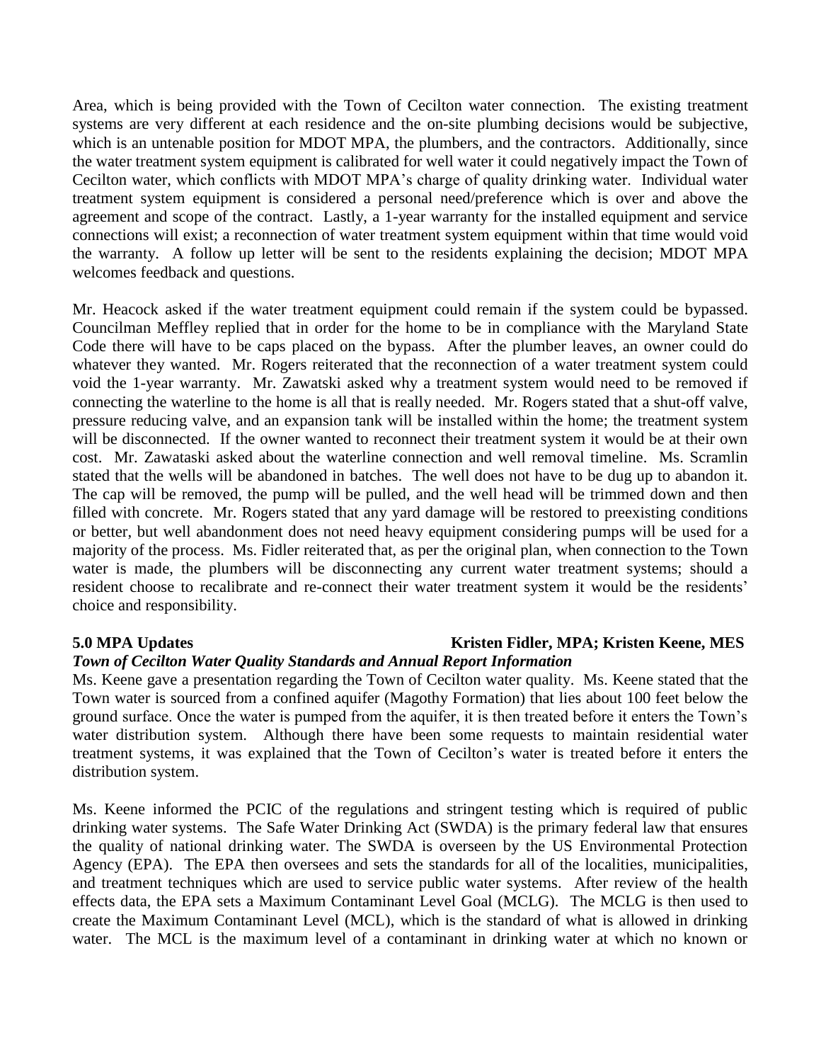Area, which is being provided with the Town of Cecilton water connection. The existing treatment systems are very different at each residence and the on-site plumbing decisions would be subjective, which is an untenable position for MDOT MPA, the plumbers, and the contractors. Additionally, since the water treatment system equipment is calibrated for well water it could negatively impact the Town of Cecilton water, which conflicts with MDOT MPA's charge of quality drinking water. Individual water treatment system equipment is considered a personal need/preference which is over and above the agreement and scope of the contract. Lastly, a 1-year warranty for the installed equipment and service connections will exist; a reconnection of water treatment system equipment within that time would void the warranty. A follow up letter will be sent to the residents explaining the decision; MDOT MPA welcomes feedback and questions.

Mr. Heacock asked if the water treatment equipment could remain if the system could be bypassed. Councilman Meffley replied that in order for the home to be in compliance with the Maryland State Code there will have to be caps placed on the bypass. After the plumber leaves, an owner could do whatever they wanted. Mr. Rogers reiterated that the reconnection of a water treatment system could void the 1-year warranty. Mr. Zawatski asked why a treatment system would need to be removed if connecting the waterline to the home is all that is really needed. Mr. Rogers stated that a shut-off valve, pressure reducing valve, and an expansion tank will be installed within the home; the treatment system will be disconnected. If the owner wanted to reconnect their treatment system it would be at their own cost. Mr. Zawataski asked about the waterline connection and well removal timeline. Ms. Scramlin stated that the wells will be abandoned in batches. The well does not have to be dug up to abandon it. The cap will be removed, the pump will be pulled, and the well head will be trimmed down and then filled with concrete. Mr. Rogers stated that any yard damage will be restored to preexisting conditions or better, but well abandonment does not need heavy equipment considering pumps will be used for a majority of the process. Ms. Fidler reiterated that, as per the original plan, when connection to the Town water is made, the plumbers will be disconnecting any current water treatment systems; should a resident choose to recalibrate and re-connect their water treatment system it would be the residents' choice and responsibility.

**5.0 MPA Updates** **Kristen Fidler, MPA; Kristen Keene, MES**

***Town of Cecilton Water Quality Standards and Annual Report Information***

Ms. Keene gave a presentation regarding the Town of Cecilton water quality. Ms. Keene stated that the Town water is sourced from a confined aquifer (Magothy Formation) that lies about 100 feet below the ground surface. Once the water is pumped from the aquifer, it is then treated before it enters the Town's water distribution system. Although there have been some requests to maintain residential water treatment systems, it was explained that the Town of Cecilton's water is treated before it enters the distribution system.

Ms. Keene informed the PCIC of the regulations and stringent testing which is required of public drinking water systems. The Safe Water Drinking Act (SWDA) is the primary federal law that ensures the quality of national drinking water. The SWDA is overseen by the US Environmental Protection Agency (EPA). The EPA then oversees and sets the standards for all of the localities, municipalities, and treatment techniques which are used to service public water systems. After review of the health effects data, the EPA sets a Maximum Contaminant Level Goal (MCLG). The MCLG is then used to create the Maximum Contaminant Level (MCL), which is the standard of what is allowed in drinking water. The MCL is the maximum level of a contaminant in drinking water at which no known or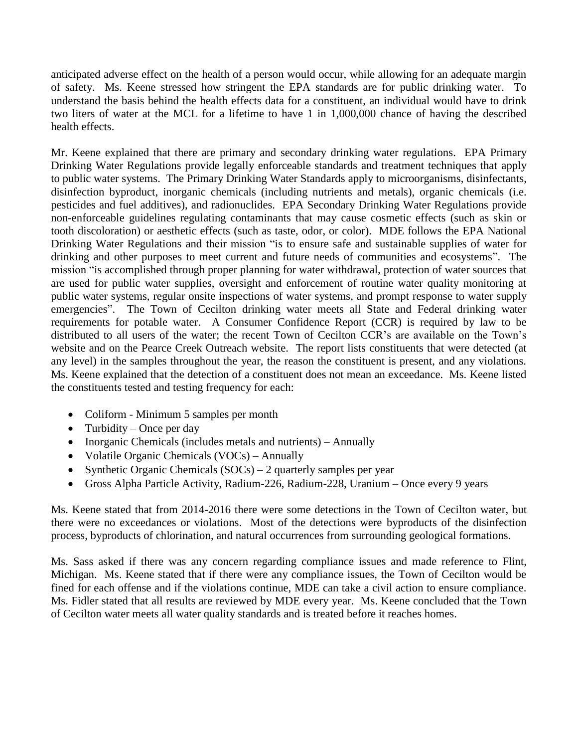anticipated adverse effect on the health of a person would occur, while allowing for an adequate margin of safety. Ms. Keene stressed how stringent the EPA standards are for public drinking water. To understand the basis behind the health effects data for a constituent, an individual would have to drink two liters of water at the MCL for a lifetime to have 1 in 1,000,000 chance of having the described health effects.

Mr. Keene explained that there are primary and secondary drinking water regulations. EPA Primary Drinking Water Regulations provide legally enforceable standards and treatment techniques that apply to public water systems. The Primary Drinking Water Standards apply to microorganisms, disinfectants, disinfection byproduct, inorganic chemicals (including nutrients and metals), organic chemicals (i.e. pesticides and fuel additives), and radionuclides. EPA Secondary Drinking Water Regulations provide non-enforceable guidelines regulating contaminants that may cause cosmetic effects (such as skin or tooth discoloration) or aesthetic effects (such as taste, odor, or color). MDE follows the EPA National Drinking Water Regulations and their mission "is to ensure safe and sustainable supplies of water for drinking and other purposes to meet current and future needs of communities and ecosystems". The mission "is accomplished through proper planning for water withdrawal, protection of water sources that are used for public water supplies, oversight and enforcement of routine water quality monitoring at public water systems, regular onsite inspections of water systems, and prompt response to water supply emergencies". The Town of Cecilton drinking water meets all State and Federal drinking water requirements for potable water. A Consumer Confidence Report (CCR) is required by law to be distributed to all users of the water; the recent Town of Cecilton CCR's are available on the Town's website and on the Pearce Creek Outreach website. The report lists constituents that were detected (at any level) in the samples throughout the year, the reason the constituent is present, and any violations. Ms. Keene explained that the detection of a constituent does not mean an exceedance. Ms. Keene listed the constituents tested and testing frequency for each:

- Coliform - Minimum 5 samples per month
- Turbidity – Once per day
- Inorganic Chemicals (includes metals and nutrients) – Annually
- Volatile Organic Chemicals (VOCs) – Annually
- Synthetic Organic Chemicals (SOCs) – 2 quarterly samples per year
- Gross Alpha Particle Activity, Radium-226, Radium-228, Uranium – Once every 9 years

Ms. Keene stated that from 2014-2016 there were some detections in the Town of Cecilton water, but there were no exceedances or violations. Most of the detections were byproducts of the disinfection process, byproducts of chlorination, and natural occurrences from surrounding geological formations.

Ms. Sass asked if there was any concern regarding compliance issues and made reference to Flint, Michigan. Ms. Keene stated that if there were any compliance issues, the Town of Cecilton would be fined for each offense and if the violations continue, MDE can take a civil action to ensure compliance. Ms. Fidler stated that all results are reviewed by MDE every year. Ms. Keene concluded that the Town of Cecilton water meets all water quality standards and is treated before it reaches homes.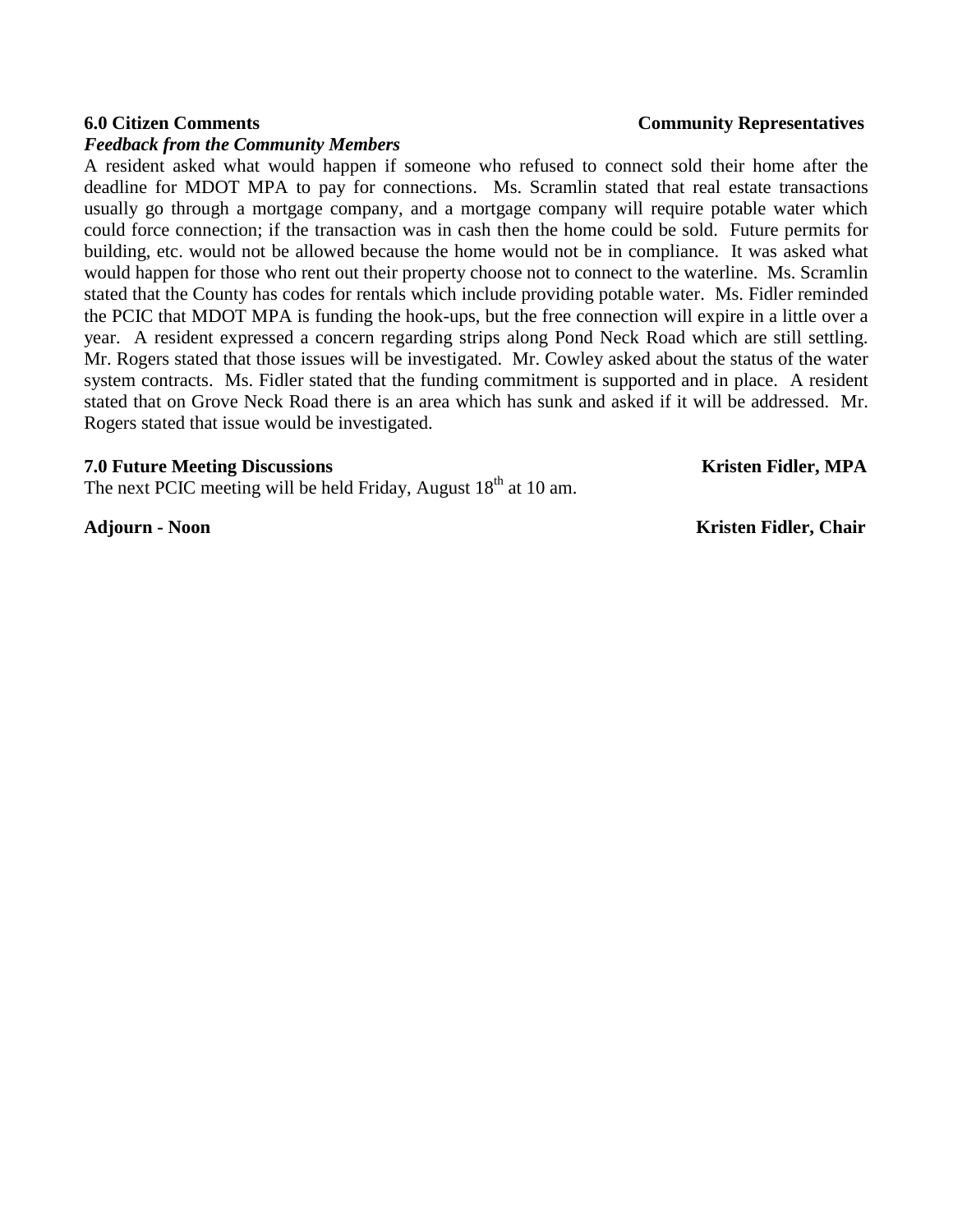**6.0 Citizen Comments** **Community Representatives**

***Feedback from the Community Members***

A resident asked what would happen if someone who refused to connect sold their home after the deadline for MDOT MPA to pay for connections. Ms. Scramlin stated that real estate transactions usually go through a mortgage company, and a mortgage company will require potable water which could force connection; if the transaction was in cash then the home could be sold. Future permits for building, etc. would not be allowed because the home would not be in compliance. It was asked what would happen for those who rent out their property choose not to connect to the waterline. Ms. Scramlin stated that the County has codes for rentals which include providing potable water. Ms. Fidler reminded the PCIC that MDOT MPA is funding the hook-ups, but the free connection will expire in a little over a year. A resident expressed a concern regarding strips along Pond Neck Road which are still settling. Mr. Rogers stated that those issues will be investigated. Mr. Cowley asked about the status of the water system contracts. Ms. Fidler stated that the funding commitment is supported and in place. A resident stated that on Grove Neck Road there is an area which has sunk and asked if it will be addressed. Mr. Rogers stated that issue would be investigated.

**7.0 Future Meeting Discussions** **Kristen Fidler, MPA**

The next PCIC meeting will be held Friday, August 18th at 10 am.

**Adjourn - Noon** **Kristen Fidler, Chair**